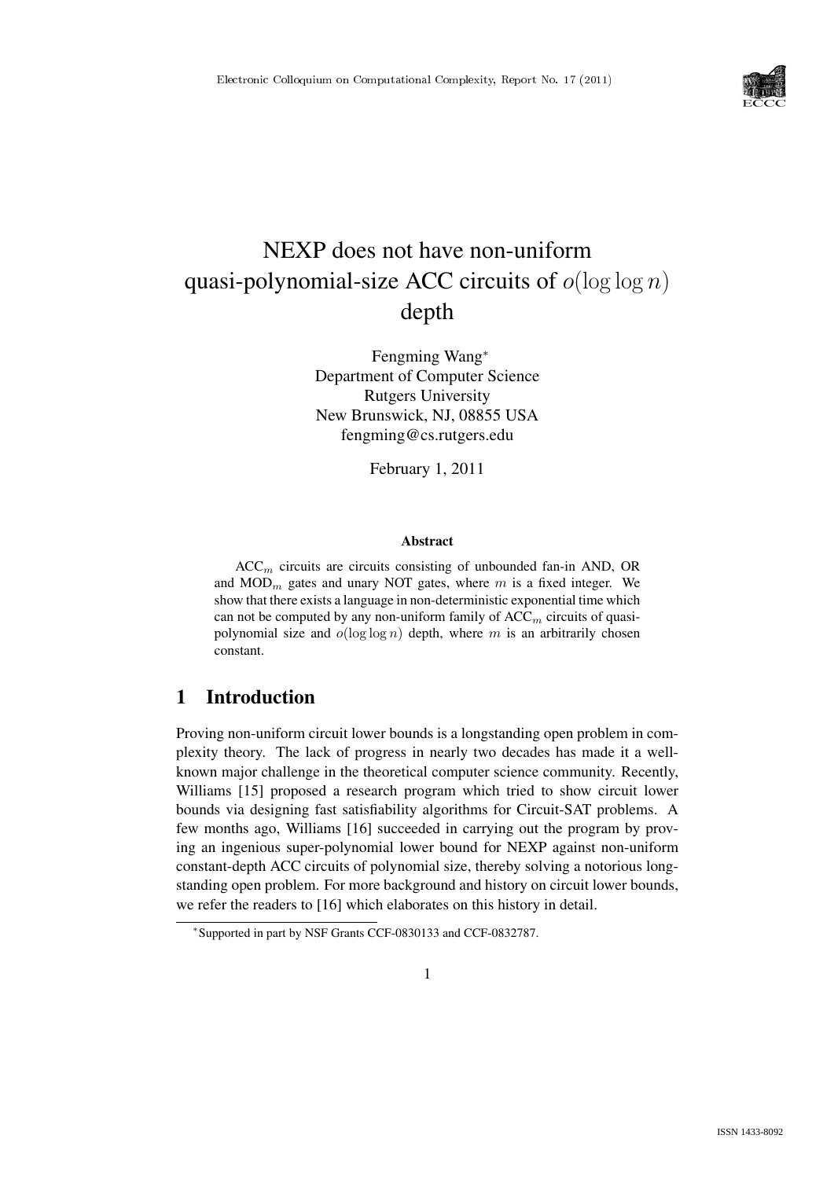# NEXP does not have non-uniform quasi-polynomial-size ACC circuits of $o(\log \log n)$ depth

Fengming Wang*
Department of Computer Science
Rutgers University
New Brunswick, NJ, 08855 USA
fengming@cs.rutgers.edu

February 1, 2011

**Abstract**

$\text{ACC}_m$ circuits are circuits consisting of unbounded fan-in AND, OR and $\text{MOD}_m$ gates and unary NOT gates, where $m$ is a fixed integer. We show that there exists a language in non-deterministic exponential time which can not be computed by any non-uniform family of $\text{ACC}_m$ circuits of quasi-polynomial size and $o(\log \log n)$ depth, where $m$ is an arbitrarily chosen constant.

## 1 Introduction

Proving non-uniform circuit lower bounds is a longstanding open problem in complexity theory. The lack of progress in nearly two decades has made it a well-known major challenge in the theoretical computer science community. Recently, Williams [15] proposed a research program which tried to show circuit lower bounds via designing fast satisfiability algorithms for Circuit-SAT problems. A few months ago, Williams [16] succeeded in carrying out the program by proving an ingenious super-polynomial lower bound for NEXP against non-uniform constant-depth ACC circuits of polynomial size, thereby solving a notorious long-standing open problem. For more background and history on circuit lower bounds, we refer the readers to [16] which elaborates on this history in detail.

*Supported in part by NSF Grants CCF-0830133 and CCF-0832787.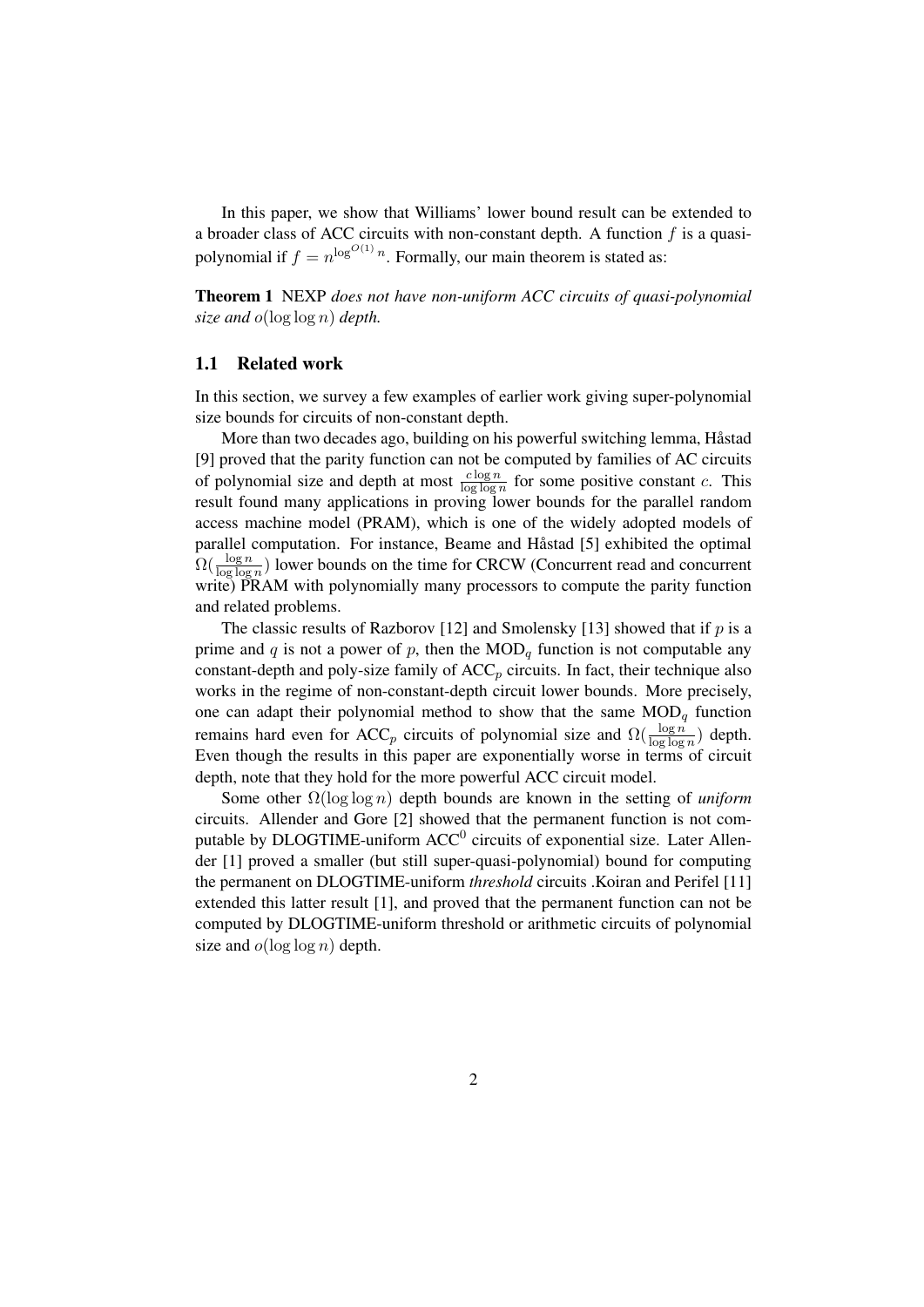In this paper, we show that Williams' lower bound result can be extended to a broader class of ACC circuits with non-constant depth. A function $f$ is a quasi-polynomial if $f = n^{\log^{O(1)} n}$. Formally, our main theorem is stated as:

**Theorem 1** NEXP *does not have non-uniform ACC circuits of quasi-polynomial size and* $o(\log \log n)$ *depth.*

### 1.1 Related work

In this section, we survey a few examples of earlier work giving super-polynomial size bounds for circuits of non-constant depth.

More than two decades ago, building on his powerful switching lemma, Håstad [9] proved that the parity function can not be computed by families of AC circuits of polynomial size and depth at most $\frac{c \log n}{\log \log n}$ for some positive constant $c$. This result found many applications in proving lower bounds for the parallel random access machine model (PRAM), which is one of the widely adopted models of parallel computation. For instance, Beame and Håstad [5] exhibited the optimal $\Omega(\frac{\log n}{\log \log n})$ lower bounds on the time for CRCW (Concurrent read and concurrent write) PRAM with polynomially many processors to compute the parity function and related problems.

The classic results of Razborov [12] and Smolensky [13] showed that if $p$ is a prime and $q$ is not a power of $p$, then the $\text{MOD}_q$ function is not computable any constant-depth and poly-size family of $\text{ACC}_p$ circuits. In fact, their technique also works in the regime of non-constant-depth circuit lower bounds. More precisely, one can adapt their polynomial method to show that the same $\text{MOD}_q$ function remains hard even for $\text{ACC}_p$ circuits of polynomial size and $\Omega(\frac{\log n}{\log \log n})$ depth. Even though the results in this paper are exponentially worse in terms of circuit depth, note that they hold for the more powerful ACC circuit model.

Some other $\Omega(\log \log n)$ depth bounds are known in the setting of *uniform* circuits. Allender and Gore [2] showed that the permanent function is not computable by DLOGTIME-uniform $\text{ACC}^0$ circuits of exponential size. Later Allender [1] proved a smaller (but still super-quasi-polynomial) bound for computing the permanent on DLOGTIME-uniform *threshold* circuits .Koiran and Perifel [11] extended this latter result [1], and proved that the permanent function can not be computed by DLOGTIME-uniform threshold or arithmetic circuits of polynomial size and $o(\log \log n)$ depth.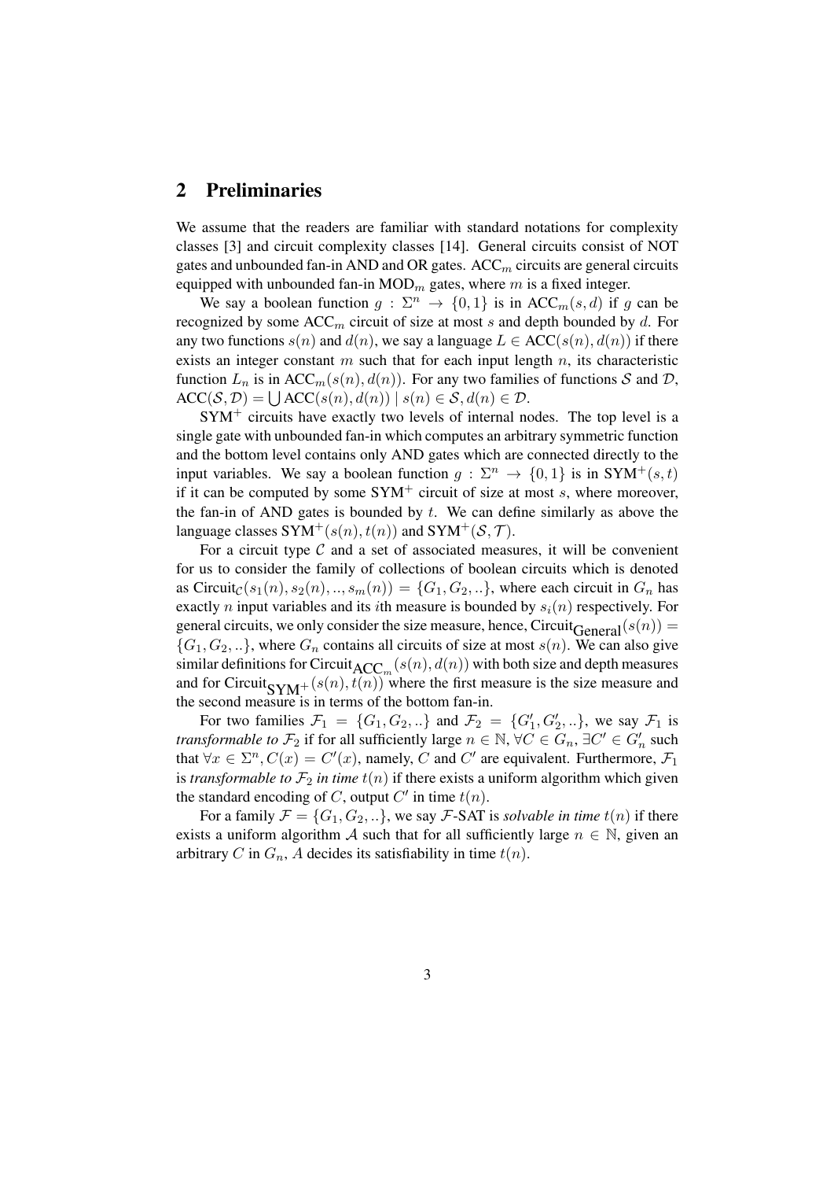## 2 Preliminaries

We assume that the readers are familiar with standard notations for complexity classes [3] and circuit complexity classes [14]. General circuits consist of NOT gates and unbounded fan-in AND and OR gates. $\mathrm{ACC}_m$ circuits are general circuits equipped with unbounded fan-in $\mathrm{MOD}_m$ gates, where $m$ is a fixed integer.

We say a boolean function $g : \Sigma^n \to \{0, 1\}$ is in $\mathrm{ACC}_m(s, d)$ if $g$ can be recognized by some $\mathrm{ACC}_m$ circuit of size at most $s$ and depth bounded by $d$. For any two functions $s(n)$ and $d(n)$, we say a language $L \in \mathrm{ACC}(s(n), d(n))$ if there exists an integer constant $m$ such that for each input length $n$, its characteristic function $L_n$ is in $\mathrm{ACC}_m(s(n), d(n))$. For any two families of functions $\mathcal{S}$ and $\mathcal{D}$, $\mathrm{ACC}(\mathcal{S}, \mathcal{D}) = \bigcup \mathrm{ACC}(s(n), d(n)) \mid s(n) \in \mathcal{S}, d(n) \in \mathcal{D}$.

$\mathrm{SYM}^+$ circuits have exactly two levels of internal nodes. The top level is a single gate with unbounded fan-in which computes an arbitrary symmetric function and the bottom level contains only AND gates which are connected directly to the input variables. We say a boolean function $g : \Sigma^n \to \{0, 1\}$ is in $\mathrm{SYM}^+(s, t)$ if it can be computed by some $\mathrm{SYM}^+$ circuit of size at most $s$, where moreover, the fan-in of AND gates is bounded by $t$. We can define similarly as above the language classes $\mathrm{SYM}^+(s(n), t(n))$ and $\mathrm{SYM}^+(\mathcal{S}, \mathcal{T})$.

For a circuit type $\mathcal{C}$ and a set of associated measures, it will be convenient for us to consider the family of collections of boolean circuits which is denoted as $\mathrm{Circuit}_{\mathcal{C}}(s_1(n), s_2(n), .., s_m(n)) = \{G_1, G_2, ..\}$, where each circuit in $G_n$ has exactly $n$ input variables and its $i$th measure is bounded by $s_i(n)$ respectively. For general circuits, we only consider the size measure, hence, $\mathrm{Circuit}_{\mathrm{General}}(s(n)) = \{G_1, G_2, ..\}$, where $G_n$ contains all circuits of size at most $s(n)$. We can also give similar definitions for $\mathrm{Circuit}_{\mathrm{ACC}_m}(s(n), d(n))$ with both size and depth measures and for $\mathrm{Circuit}_{\mathrm{SYM}^+}(s(n), t(n))$ where the first measure is the size measure and the second measure is in terms of the bottom fan-in.

For two families $\mathcal{F}_1 = \{G_1, G_2, ..\}$ and $\mathcal{F}_2 = \{G'_1, G'_2, ..\}$, we say $\mathcal{F}_1$ is *transformable to* $\mathcal{F}_2$ if for all sufficiently large $n \in \mathbb{N}$, $\forall C \in G_n$, $\exists C' \in G'_n$ such that $\forall x \in \Sigma^n, C(x) = C'(x)$, namely, $C$ and $C'$ are equivalent. Furthermore, $\mathcal{F}_1$ is *transformable to* $\mathcal{F}_2$ *in time* $t(n)$ if there exists a uniform algorithm which given the standard encoding of $C$, output $C'$ in time $t(n)$.

For a family $\mathcal{F} = \{G_1, G_2, ..\}$, we say $\mathcal{F}$-SAT is *solvable in time* $t(n)$ if there exists a uniform algorithm $\mathcal{A}$ such that for all sufficiently large $n \in \mathbb{N}$, given an arbitrary $C$ in $G_n$, $A$ decides its satisfiability in time $t(n)$.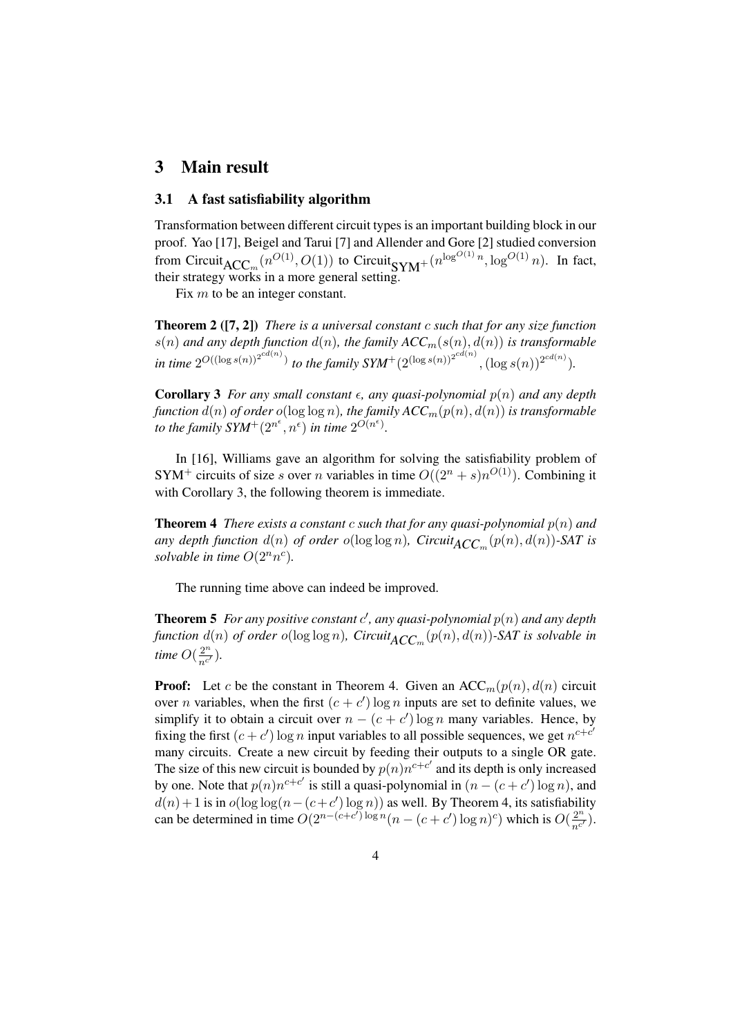# 3 Main result

## 3.1 A fast satisfiability algorithm

Transformation between different circuit types is an important building block in our proof. Yao [17], Beigel and Tarui [7] and Allender and Gore [2] studied conversion from $\text{Circuit}_{\text{ACC}_m}(n^{O(1)}, O(1))$ to $\text{Circuit}_{\text{SYM}^+}(n^{\log^{O(1)} n}, \log^{O(1)} n)$. In fact, their strategy works in a more general setting.

Fix $m$ to be an integer constant.

**Theorem 2 ([7, 2])** *There is a universal constant $c$ such that for any size function $s(n)$ and any depth function $d(n)$, the family $ACC_m(s(n), d(n))$ is transformable in time $2^{O((\log s(n))^{2^{cd(n)}})}$ to the family $SYM^+(2^{(\log s(n))^{2^{cd(n)}}}, (\log s(n))^{2^{cd(n)}})$.*

**Corollary 3** *For any small constant $\epsilon$, any quasi-polynomial $p(n)$ and any depth function $d(n)$ of order $o(\log \log n)$, the family $ACC_m(p(n), d(n))$ is transformable to the family $SYM^+(2^{n^\epsilon}, n^\epsilon)$ in time $2^{O(n^\epsilon)}$.*

In [16], Williams gave an algorithm for solving the satisfiability problem of $\text{SYM}^+$ circuits of size $s$ over $n$ variables in time $O((2^n + s)n^{O(1)})$. Combining it with Corollary 3, the following theorem is immediate.

**Theorem 4** *There exists a constant $c$ such that for any quasi-polynomial $p(n)$ and any depth function $d(n)$ of order $o(\log \log n)$, $\text{Circuit}_{ACC_m}(p(n), d(n))$-SAT is solvable in time $O(2^n n^c)$.*

The running time above can indeed be improved.

**Theorem 5** *For any positive constant $c'$, any quasi-polynomial $p(n)$ and any depth function $d(n)$ of order $o(\log \log n)$, $\text{Circuit}_{ACC_m}(p(n), d(n))$-SAT is solvable in time $O(\frac{2^n}{n^{c'}})$.*

**Proof:** Let $c$ be the constant in Theorem 4. Given an $\text{ACC}_m(p(n), d(n))$ circuit over $n$ variables, when the first $(c + c') \log n$ inputs are set to definite values, we simplify it to obtain a circuit over $n - (c + c') \log n$ many variables. Hence, by fixing the first $(c + c') \log n$ input variables to all possible sequences, we get $n^{c+c'}$ many circuits. Create a new circuit by feeding their outputs to a single OR gate. The size of this new circuit is bounded by $p(n)n^{c+c'}$ and its depth is only increased by one. Note that $p(n)n^{c+c'}$ is still a quasi-polynomial in $(n - (c + c') \log n)$, and $d(n) + 1$ is in $o(\log \log(n - (c + c') \log n))$ as well. By Theorem 4, its satisfiability can be determined in time $O(2^{n-(c+c') \log n}(n - (c + c') \log n)^c)$ which is $O(\frac{2^n}{n^{c'}})$.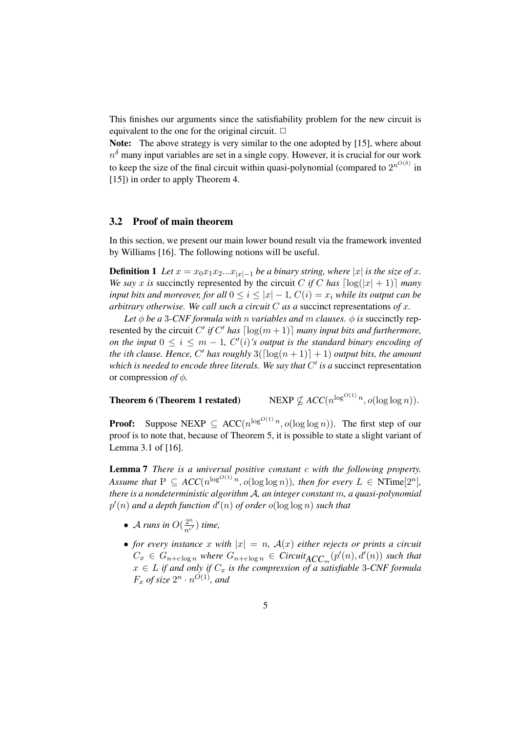This finishes our arguments since the satisfiability problem for the new circuit is equivalent to the one for the original circuit. $\square$

**Note:** The above strategy is very similar to the one adopted by [15], where about $n^{\delta}$ many input variables are set in a single copy. However, it is crucial for our work to keep the size of the final circuit within quasi-polynomial (compared to $2^{n^{O(\delta)}}$ in [15]) in order to apply Theorem 4.

### 3.2 Proof of main theorem

In this section, we present our main lower bound result via the framework invented by Williams [16]. The following notions will be useful.

**Definition 1** *Let $x = x_0x_1x_2...x_{|x|-1}$ be a binary string, where $|x|$ is the size of $x$. We say $x$ is* succinctly represented by the circuit *$C$ if $C$ has $\lceil \log(|x|+1) \rceil$ many input bits and moreover, for all $0 \leq i \leq |x|-1$, $C(i) = x_i$ while its output can be arbitrary otherwise. We call such a circuit $C$ as a* succinct representations *of $x$.*

*Let $\phi$ be a 3-CNF formula with $n$ variables and $m$ clauses. $\phi$ is* succinctly represented by the circuit *$C'$ if $C'$ has $\lceil \log(m+1) \rceil$ many input bits and furthermore, on the input $0 \leq i \leq m-1$, $C'(i)$'s output is the standard binary encoding of the $i$th clause. Hence, $C'$ has roughly $3(\lceil \log(n+1) \rceil + 1)$ output bits, the amount which is needed to encode three literals. We say that $C'$ is a* succinct representation *or* compression *of $\phi$.*

**Theorem 6 (Theorem 1 restated)** $\quad$ NEXP $\not\subseteq$ *ACC*$(n^{\log^{O(1)} n}, o(\log\log n))$.

**Proof:** Suppose NEXP $\subseteq$ ACC$(n^{\log^{O(1)} n}, o(\log\log n))$. The first step of our proof is to note that, because of Theorem 5, it is possible to state a slight variant of Lemma 3.1 of [16].

**Lemma 7** *There is a universal positive constant $c$ with the following property. Assume that* P $\subseteq$ *ACC*$(n^{\log^{O(1)} n}, o(\log\log n))$*, then for every $L \in$ NTime$[2^n]$, there is a nondeterministic algorithm $\mathcal{A}$, an integer constant $m$, a quasi-polynomial $p'(n)$ and a depth function $d'(n)$ of order $o(\log\log n)$ such that*

- *$\mathcal{A}$ runs in $O(\frac{2^n}{n^{c'}})$ time,*
- *for every instance $x$ with $|x| = n$, $\mathcal{A}(x)$ either rejects or prints a circuit $C_x \in G_{n+c\log n}$ where $G_{n+c\log n} \in$ Circuit$_{ACC_m}(p'(n), d'(n))$ such that $x \in L$ if and only if $C_x$ is the compression of a satisfiable 3-CNF formula $F_x$ of size $2^n \cdot n^{O(1)}$, and*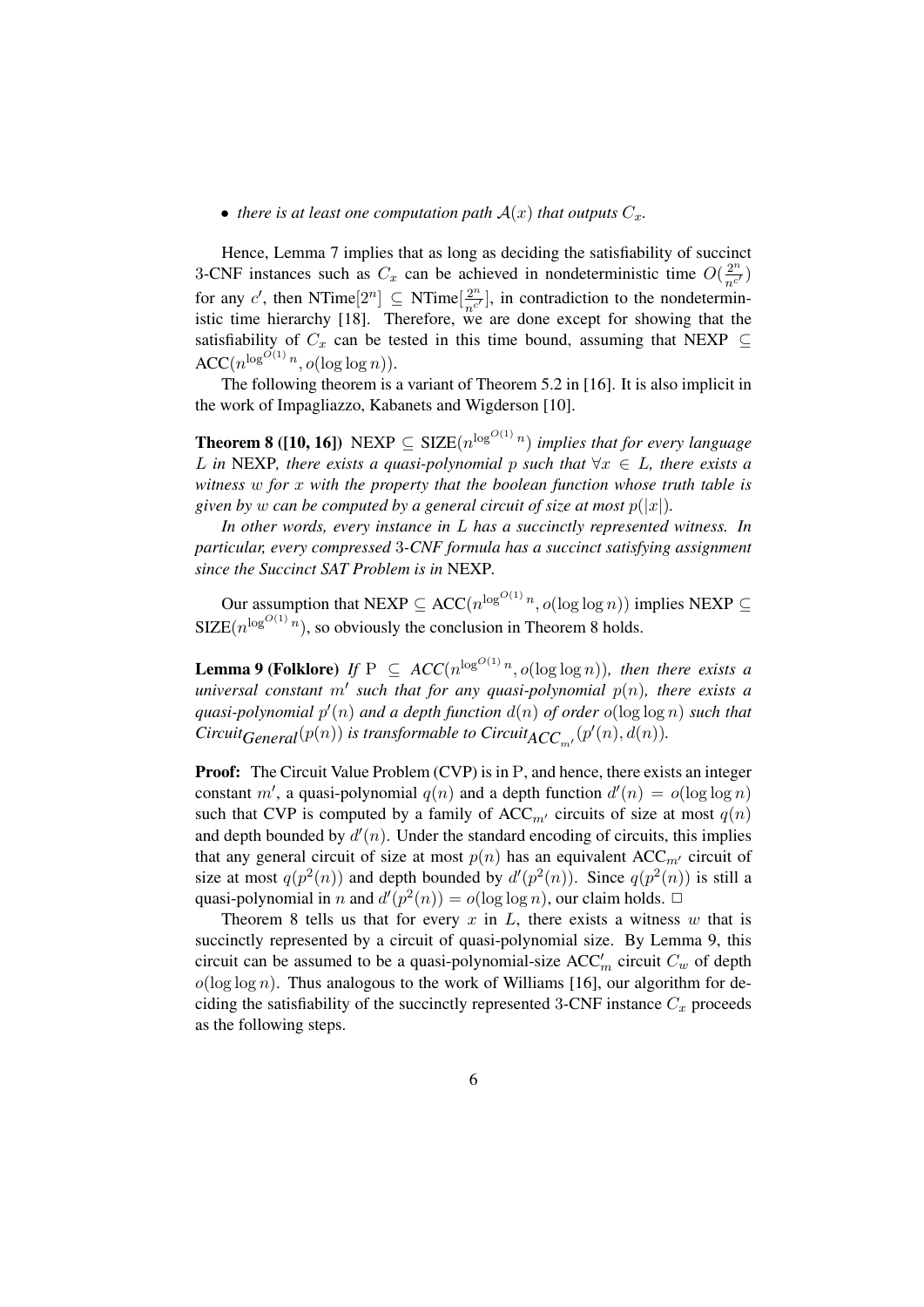- *there is at least one computation path $\mathcal{A}(x)$ that outputs $C_x$.*

Hence, Lemma 7 implies that as long as deciding the satisfiability of succinct 3-CNF instances such as $C_x$ can be achieved in nondeterministic time $O(\frac{2^n}{n^{c'}})$ for any $c'$, then NTime$[2^n] \subseteq$ NTime$[\frac{2^n}{n^{c'}}]$, in contradiction to the nondeterministic time hierarchy [18]. Therefore, we are done except for showing that the satisfiability of $C_x$ can be tested in this time bound, assuming that NEXP $\subseteq$ ACC$(n^{\log^{O(1)} n}, o(\log \log n))$.

The following theorem is a variant of Theorem 5.2 in [16]. It is also implicit in the work of Impagliazzo, Kabanets and Wigderson [10].

**Theorem 8 ([10, 16])** NEXP $\subseteq$ SIZE$(n^{\log^{O(1)} n})$ *implies that for every language $L$ in* NEXP*, there exists a quasi-polynomial $p$ such that $\forall x \in L$, there exists a witness $w$ for $x$ with the property that the boolean function whose truth table is given by $w$ can be computed by a general circuit of size at most $p(|x|)$.*

*In other words, every instance in $L$ has a succinctly represented witness. In particular, every compressed 3-CNF formula has a succinct satisfying assignment since the Succinct SAT Problem is in* NEXP*.*

Our assumption that NEXP $\subseteq$ ACC$(n^{\log^{O(1)} n}, o(\log \log n))$ implies NEXP $\subseteq$ SIZE$(n^{\log^{O(1)} n})$, so obviously the conclusion in Theorem 8 holds.

**Lemma 9 (Folklore)** *If* P $\subseteq$ *ACC$(n^{\log^{O(1)} n}, o(\log \log n))$, then there exists a universal constant $m'$ such that for any quasi-polynomial $p(n)$, there exists a quasi-polynomial $p'(n)$ and a depth function $d(n)$ of order $o(\log \log n)$ such that Circuit$_{General}(p(n))$ is transformable to Circuit$_{ACC_{m'}}(p'(n), d(n))$.*

**Proof:** The Circuit Value Problem (CVP) is in P, and hence, there exists an integer constant $m'$, a quasi-polynomial $q(n)$ and a depth function $d'(n) = o(\log \log n)$ such that CVP is computed by a family of ACC$_{m'}$ circuits of size at most $q(n)$ and depth bounded by $d'(n)$. Under the standard encoding of circuits, this implies that any general circuit of size at most $p(n)$ has an equivalent ACC$_{m'}$ circuit of size at most $q(p^2(n))$ and depth bounded by $d'(p^2(n))$. Since $q(p^2(n))$ is still a quasi-polynomial in $n$ and $d'(p^2(n)) = o(\log \log n)$, our claim holds. $\Box$

Theorem 8 tells us that for every $x$ in $L$, there exists a witness $w$ that is succinctly represented by a circuit of quasi-polynomial size. By Lemma 9, this circuit can be assumed to be a quasi-polynomial-size ACC$'_m$ circuit $C_w$ of depth $o(\log \log n)$. Thus analogous to the work of Williams [16], our algorithm for deciding the satisfiability of the succinctly represented 3-CNF instance $C_x$ proceeds as the following steps.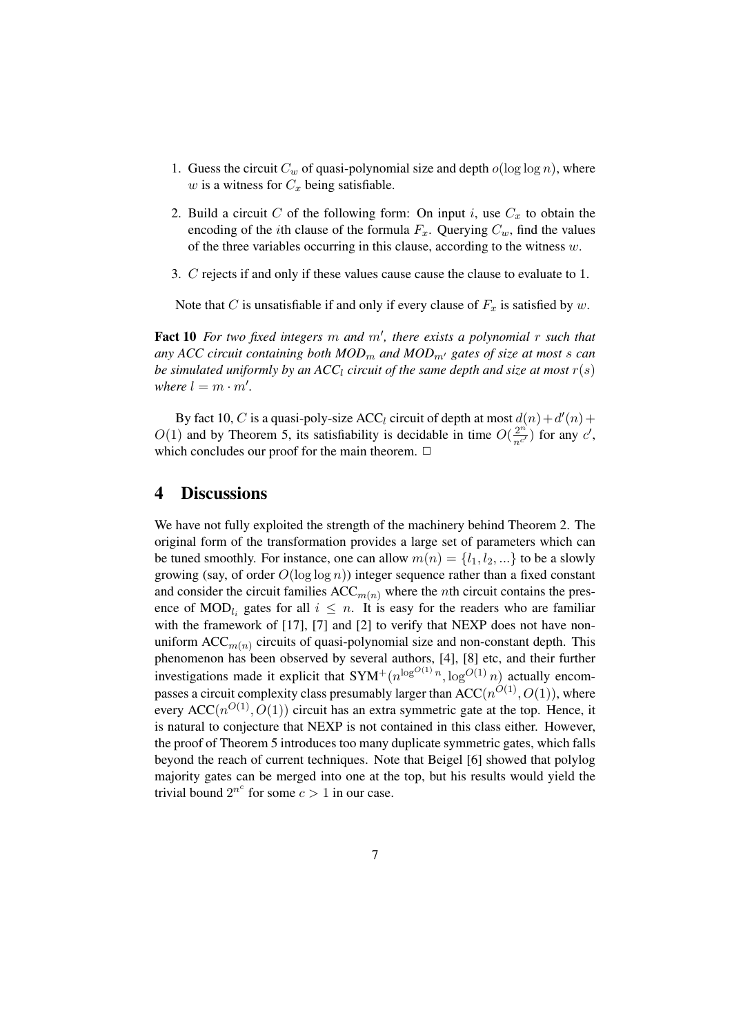1. Guess the circuit $C_w$ of quasi-polynomial size and depth $o(\log \log n)$, where $w$ is a witness for $C_x$ being satisfiable.
2. Build a circuit $C$ of the following form: On input $i$, use $C_x$ to obtain the encoding of the $i$th clause of the formula $F_x$. Querying $C_w$, find the values of the three variables occurring in this clause, according to the witness $w$.
3. $C$ rejects if and only if these values cause cause the clause to evaluate to 1.

Note that $C$ is unsatisfiable if and only if every clause of $F_x$ is satisfied by $w$.

**Fact 10** *For two fixed integers $m$ and $m'$, there exists a polynomial $r$ such that any ACC circuit containing both MOD$_m$ and MOD$_{m'}$ gates of size at most $s$ can be simulated uniformly by an ACC$_l$ circuit of the same depth and size at most $r(s)$ where $l = m \cdot m'$.*

By fact 10, $C$ is a quasi-poly-size ACC$_l$ circuit of depth at most $d(n) + d'(n) + O(1)$ and by Theorem 5, its satisfiability is decidable in time $O(\frac{2^n}{n^{c'}})$ for any $c'$, which concludes our proof for the main theorem. □

# 4 Discussions

We have not fully exploited the strength of the machinery behind Theorem 2. The original form of the transformation provides a large set of parameters which can be tuned smoothly. For instance, one can allow $m(n) = \{l_1, l_2, ...\}$ to be a slowly growing (say, of order $O(\log \log n)$) integer sequence rather than a fixed constant and consider the circuit families ACC$_{m(n)}$ where the $n$th circuit contains the presence of MOD$_{l_i}$ gates for all $i \leq n$. It is easy for the readers who are familiar with the framework of [17], [7] and [2] to verify that NEXP does not have non-uniform ACC$_{m(n)}$ circuits of quasi-polynomial size and non-constant depth. This phenomenon has been observed by several authors, [4], [8] etc, and their further investigations made it explicit that SYM$^+(n^{\log^{O(1)} n}, \log^{O(1)} n)$ actually encompasses a circuit complexity class presumably larger than ACC$(n^{O(1)}, O(1))$, where every ACC$(n^{O(1)}, O(1))$ circuit has an extra symmetric gate at the top. Hence, it is natural to conjecture that NEXP is not contained in this class either. However, the proof of Theorem 5 introduces too many duplicate symmetric gates, which falls beyond the reach of current techniques. Note that Beigel [6] showed that polylog majority gates can be merged into one at the top, but his results would yield the trivial bound $2^{n^c}$ for some $c > 1$ in our case.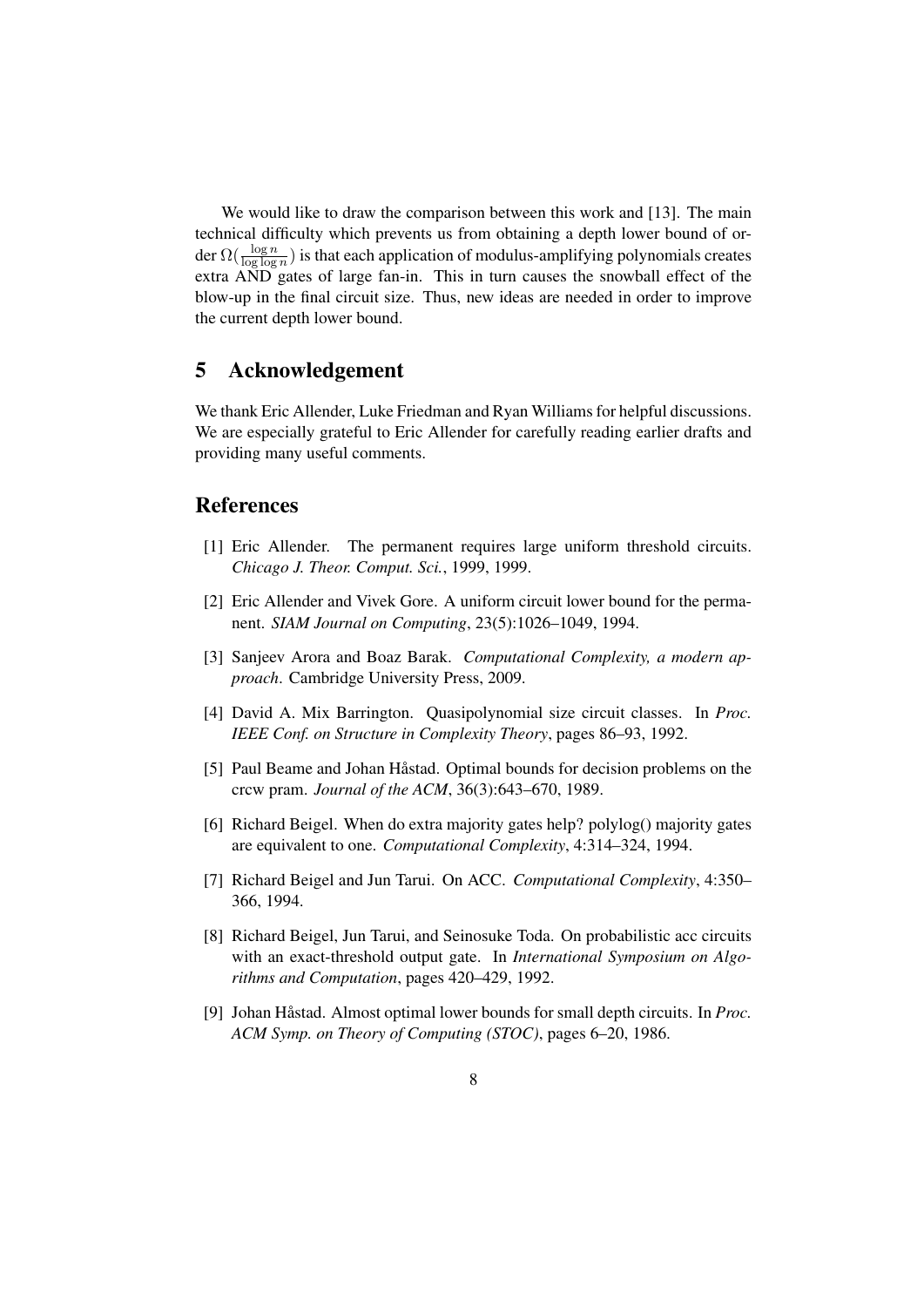We would like to draw the comparison between this work and [13]. The main technical difficulty which prevents us from obtaining a depth lower bound of order $\Omega(\frac{\log n}{\log \log n})$ is that each application of modulus-amplifying polynomials creates extra AND gates of large fan-in. This in turn causes the snowball effect of the blow-up in the final circuit size. Thus, new ideas are needed in order to improve the current depth lower bound.

## 5 Acknowledgement

We thank Eric Allender, Luke Friedman and Ryan Williams for helpful discussions. We are especially grateful to Eric Allender for carefully reading earlier drafts and providing many useful comments.

## References

[1] Eric Allender. The permanent requires large uniform threshold circuits. *Chicago J. Theor. Comput. Sci.*, 1999, 1999.

[2] Eric Allender and Vivek Gore. A uniform circuit lower bound for the permanent. *SIAM Journal on Computing*, 23(5):1026–1049, 1994.

[3] Sanjeev Arora and Boaz Barak. *Computational Complexity, a modern approach*. Cambridge University Press, 2009.

[4] David A. Mix Barrington. Quasipolynomial size circuit classes. In *Proc. IEEE Conf. on Structure in Complexity Theory*, pages 86–93, 1992.

[5] Paul Beame and Johan Håstad. Optimal bounds for decision problems on the crcw pram. *Journal of the ACM*, 36(3):643–670, 1989.

[6] Richard Beigel. When do extra majority gates help? polylog() majority gates are equivalent to one. *Computational Complexity*, 4:314–324, 1994.

[7] Richard Beigel and Jun Tarui. On ACC. *Computational Complexity*, 4:350–366, 1994.

[8] Richard Beigel, Jun Tarui, and Seinosuke Toda. On probabilistic acc circuits with an exact-threshold output gate. In *International Symposium on Algorithms and Computation*, pages 420–429, 1992.

[9] Johan Håstad. Almost optimal lower bounds for small depth circuits. In *Proc. ACM Symp. on Theory of Computing (STOC)*, pages 6–20, 1986.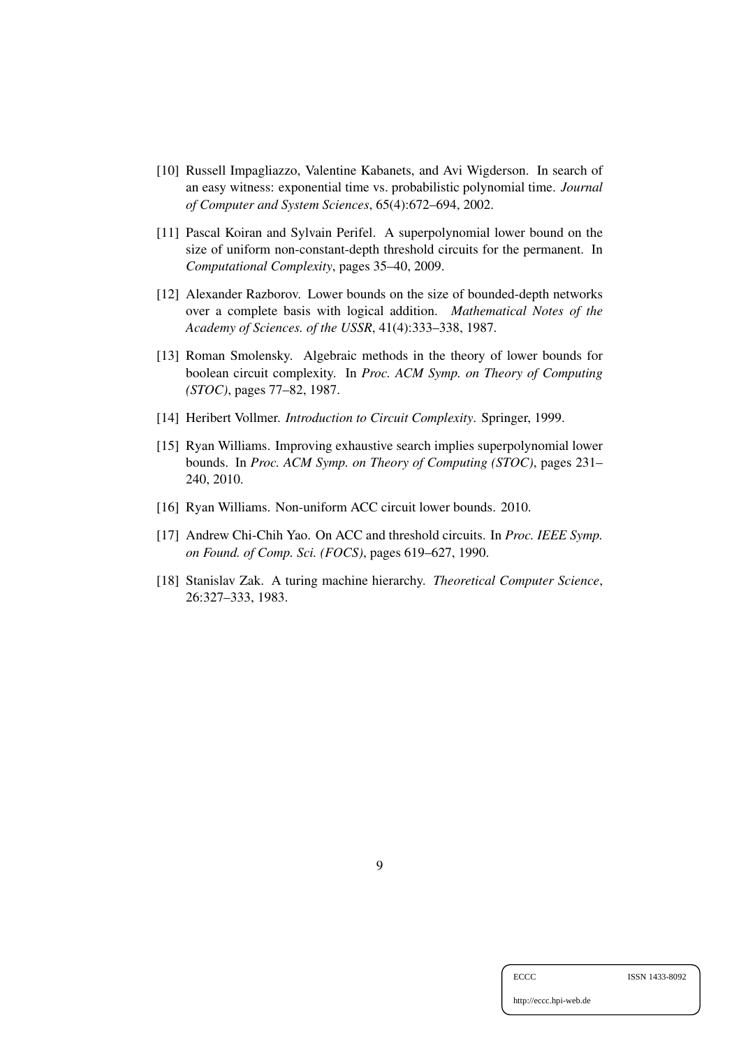[10] Russell Impagliazzo, Valentine Kabanets, and Avi Wigderson. In search of an easy witness: exponential time vs. probabilistic polynomial time. *Journal of Computer and System Sciences*, 65(4):672–694, 2002.

[11] Pascal Koiran and Sylvain Perifel. A superpolynomial lower bound on the size of uniform non-constant-depth threshold circuits for the permanent. In *Computational Complexity*, pages 35–40, 2009.

[12] Alexander Razborov. Lower bounds on the size of bounded-depth networks over a complete basis with logical addition. *Mathematical Notes of the Academy of Sciences. of the USSR*, 41(4):333–338, 1987.

[13] Roman Smolensky. Algebraic methods in the theory of lower bounds for boolean circuit complexity. In *Proc. ACM Symp. on Theory of Computing (STOC)*, pages 77–82, 1987.

[14] Heribert Vollmer. *Introduction to Circuit Complexity*. Springer, 1999.

[15] Ryan Williams. Improving exhaustive search implies superpolynomial lower bounds. In *Proc. ACM Symp. on Theory of Computing (STOC)*, pages 231–240, 2010.

[16] Ryan Williams. Non-uniform ACC circuit lower bounds. 2010.

[17] Andrew Chi-Chih Yao. On ACC and threshold circuits. In *Proc. IEEE Symp. on Found. of Comp. Sci. (FOCS)*, pages 619–627, 1990.

[18] Stanislav Zak. A turing machine hierarchy. *Theoretical Computer Science*, 26:327–333, 1983.

ECCC ISSN 1433-8092

http://eccc.hpi-web.de